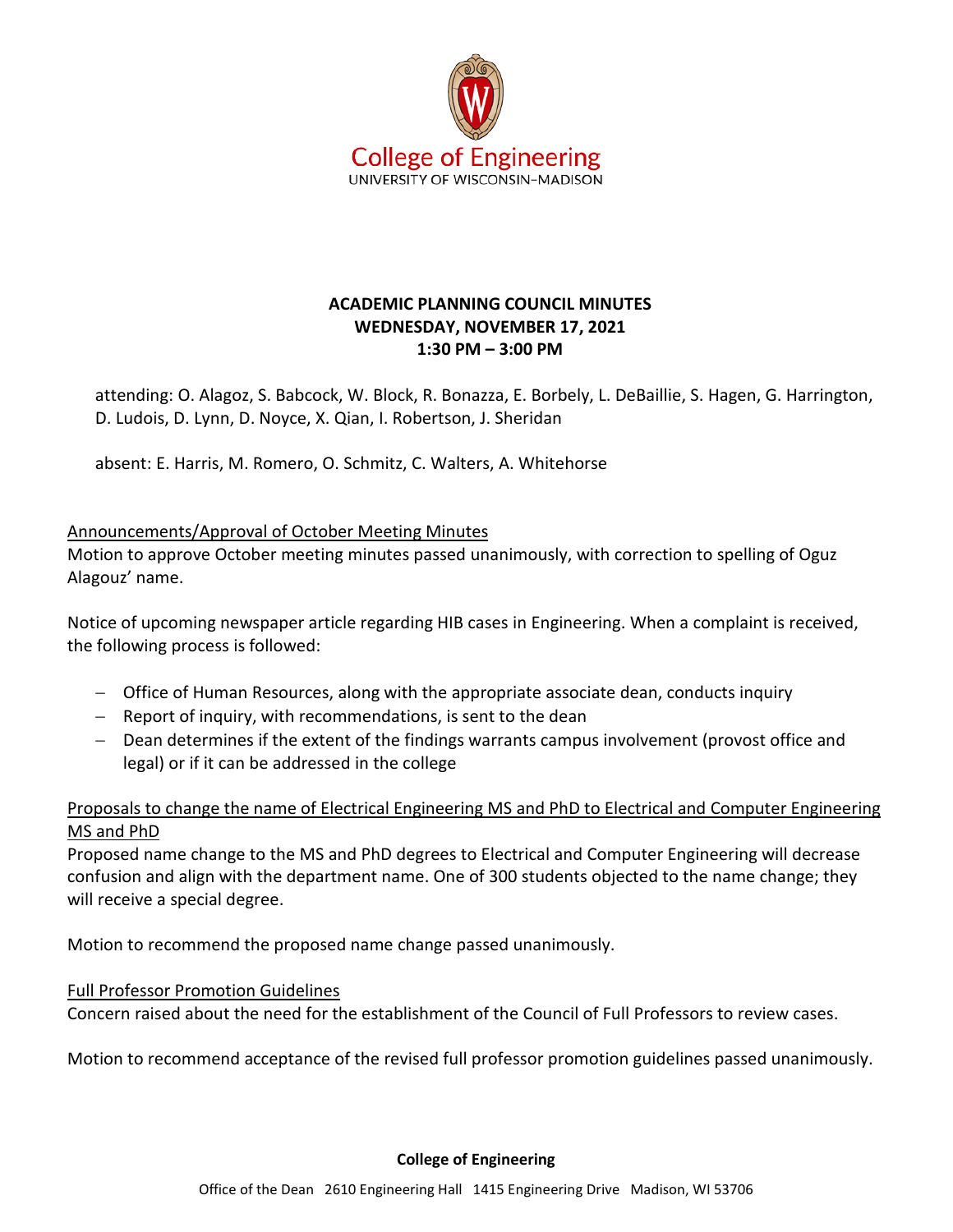College of Engineering
UNIVERSITY OF WISCONSIN–MADISON

**ACADEMIC PLANNING COUNCIL MINUTES**
**WEDNESDAY, NOVEMBER 17, 2021**
**1:30 PM – 3:00 PM**

attending: O. Alagoz, S. Babcock, W. Block, R. Bonazza, E. Borbely, L. DeBaillie, S. Hagen, G. Harrington, D. Ludois, D. Lynn, D. Noyce, X. Qian, I. Robertson, J. Sheridan

absent: E. Harris, M. Romero, O. Schmitz, C. Walters, A. Whitehorse

Announcements/Approval of October Meeting Minutes

Motion to approve October meeting minutes passed unanimously, with correction to spelling of Oguz Alagouz' name.

Notice of upcoming newspaper article regarding HIB cases in Engineering. When a complaint is received, the following process is followed:

- Office of Human Resources, along with the appropriate associate dean, conducts inquiry
- Report of inquiry, with recommendations, is sent to the dean
- Dean determines if the extent of the findings warrants campus involvement (provost office and legal) or if it can be addressed in the college

Proposals to change the name of Electrical Engineering MS and PhD to Electrical and Computer Engineering MS and PhD

Proposed name change to the MS and PhD degrees to Electrical and Computer Engineering will decrease confusion and align with the department name. One of 300 students objected to the name change; they will receive a special degree.

Motion to recommend the proposed name change passed unanimously.

Full Professor Promotion Guidelines

Concern raised about the need for the establishment of the Council of Full Professors to review cases.

Motion to recommend acceptance of the revised full professor promotion guidelines passed unanimously.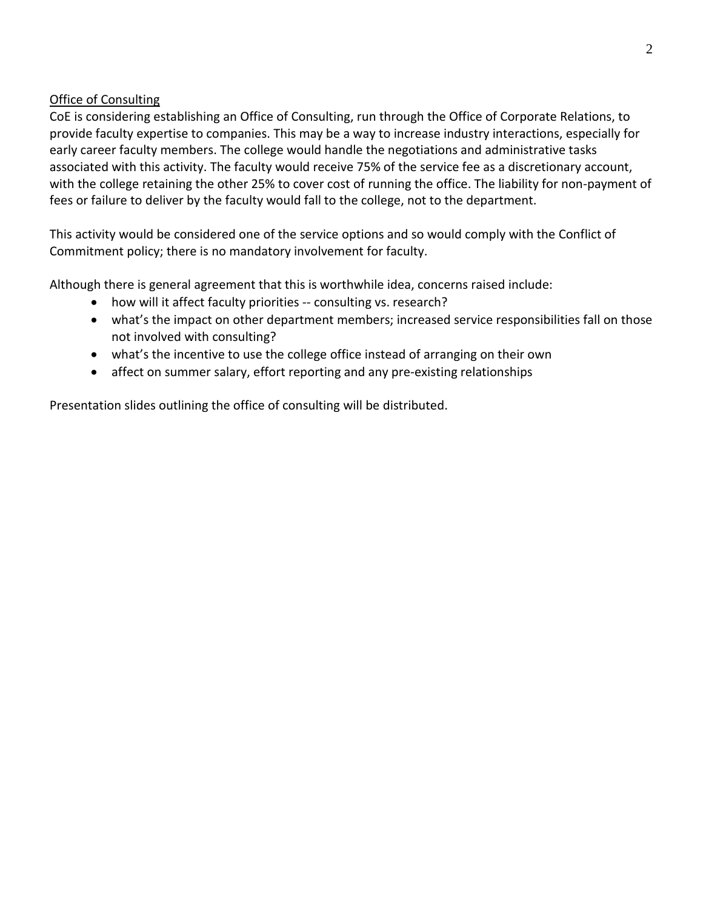<u>Office of Consulting</u>

CoE is considering establishing an Office of Consulting, run through the Office of Corporate Relations, to provide faculty expertise to companies. This may be a way to increase industry interactions, especially for early career faculty members. The college would handle the negotiations and administrative tasks associated with this activity. The faculty would receive 75% of the service fee as a discretionary account, with the college retaining the other 25% to cover cost of running the office. The liability for non-payment of fees or failure to deliver by the faculty would fall to the college, not to the department.

This activity would be considered one of the service options and so would comply with the Conflict of Commitment policy; there is no mandatory involvement for faculty.

Although there is general agreement that this is worthwhile idea, concerns raised include:

- how will it affect faculty priorities -- consulting vs. research?
- what's the impact on other department members; increased service responsibilities fall on those not involved with consulting?
- what's the incentive to use the college office instead of arranging on their own
- affect on summer salary, effort reporting and any pre-existing relationships

Presentation slides outlining the office of consulting will be distributed.